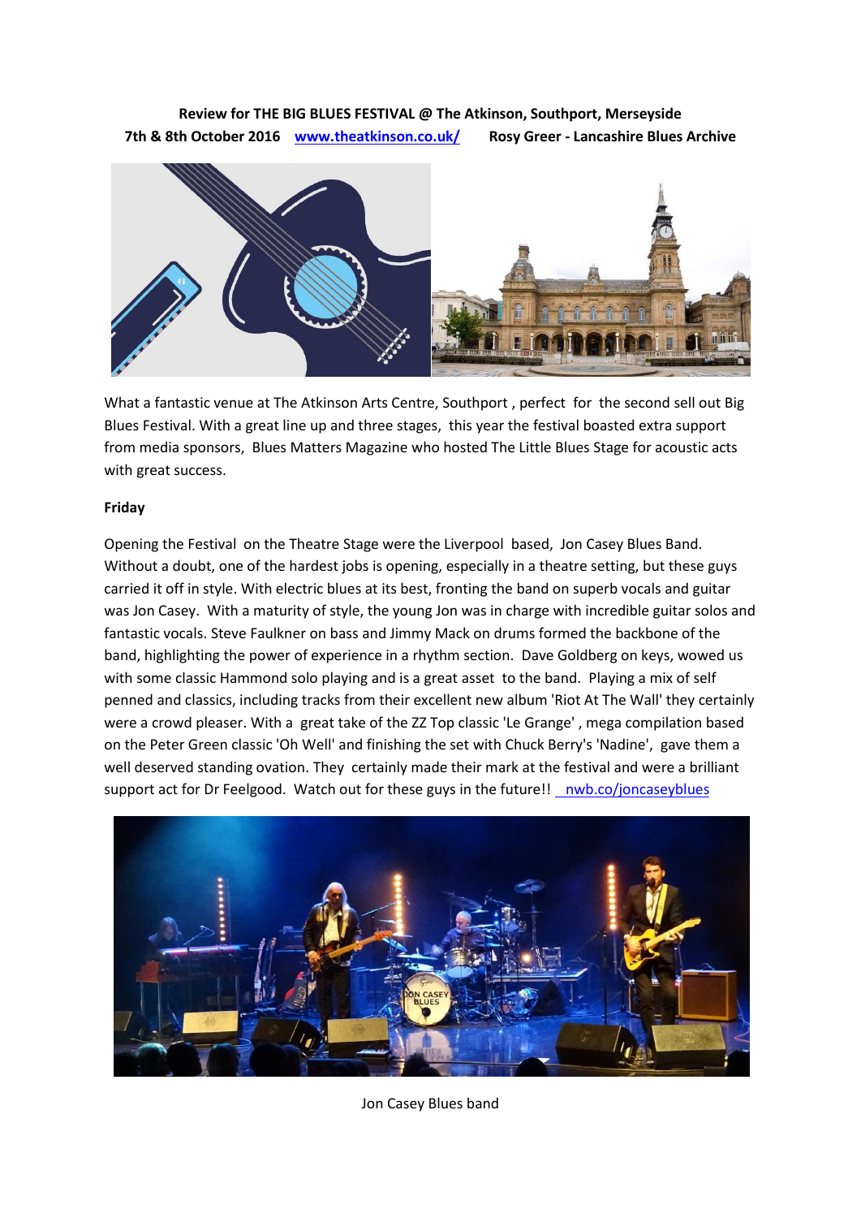**Review for THE BIG BLUES FESTIVAL @ The Atkinson, Southport, Merseyside**
**7th & 8th October 2016** [www.theatkinson.co.uk/](http://www.theatkinson.co.uk/) **Rosy Greer - Lancashire Blues Archive**

What a fantastic venue at The Atkinson Arts Centre, Southport , perfect for the second sell out Big Blues Festival. With a great line up and three stages, this year the festival boasted extra support from media sponsors, Blues Matters Magazine who hosted The Little Blues Stage for acoustic acts with great success.

**Friday**

Opening the Festival on the Theatre Stage were the Liverpool based, Jon Casey Blues Band. Without a doubt, one of the hardest jobs is opening, especially in a theatre setting, but these guys carried it off in style. With electric blues at its best, fronting the band on superb vocals and guitar was Jon Casey. With a maturity of style, the young Jon was in charge with incredible guitar solos and fantastic vocals. Steve Faulkner on bass and Jimmy Mack on drums formed the backbone of the band, highlighting the power of experience in a rhythm section. Dave Goldberg on keys, wowed us with some classic Hammond solo playing and is a great asset to the band. Playing a mix of self penned and classics, including tracks from their excellent new album 'Riot At The Wall' they certainly were a crowd pleaser. With a great take of the ZZ Top classic 'Le Grange' , mega compilation based on the Peter Green classic 'Oh Well' and finishing the set with Chuck Berry's 'Nadine', gave them a well deserved standing ovation. They certainly made their mark at the festival and were a brilliant support act for Dr Feelgood. Watch out for these guys in the future!! [nwb.co/joncaseyblues](http://nwb.co/joncaseyblues)

Jon Casey Blues band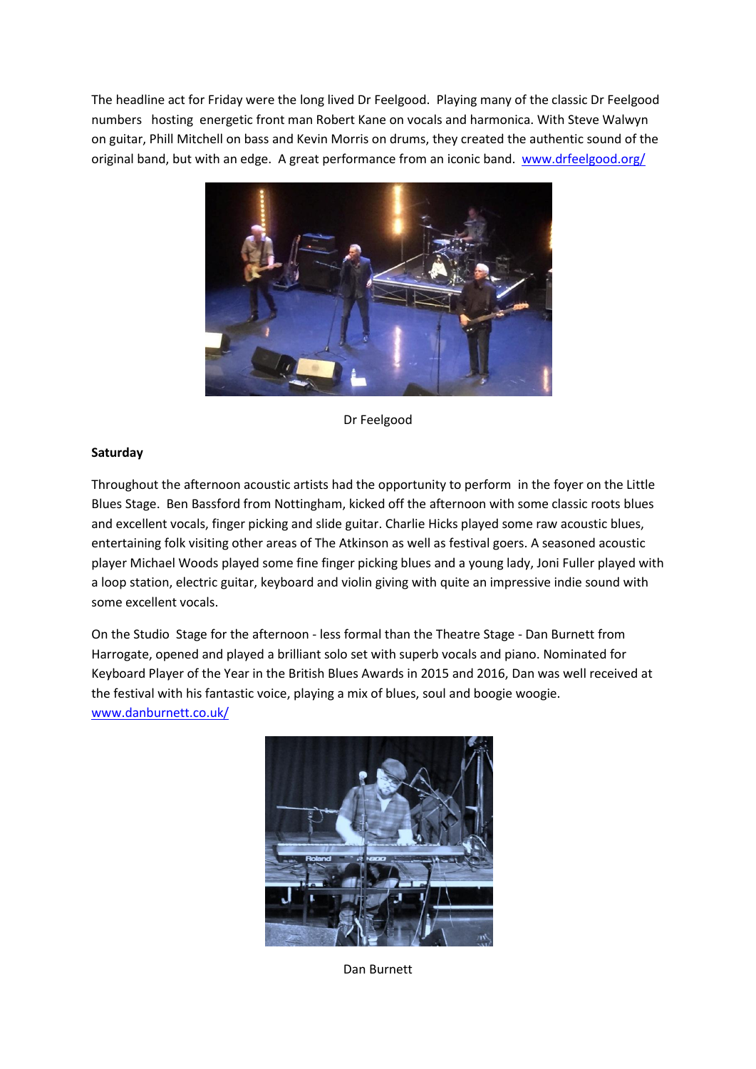The headline act for Friday were the long lived Dr Feelgood. Playing many of the classic Dr Feelgood numbers hosting energetic front man Robert Kane on vocals and harmonica. With Steve Walwyn on guitar, Phill Mitchell on bass and Kevin Morris on drums, they created the authentic sound of the original band, but with an edge. A great performance from an iconic band. www.drfeelgood.org/

Dr Feelgood

**Saturday**

Throughout the afternoon acoustic artists had the opportunity to perform in the foyer on the Little Blues Stage. Ben Bassford from Nottingham, kicked off the afternoon with some classic roots blues and excellent vocals, finger picking and slide guitar. Charlie Hicks played some raw acoustic blues, entertaining folk visiting other areas of The Atkinson as well as festival goers. A seasoned acoustic player Michael Woods played some fine finger picking blues and a young lady, Joni Fuller played with a loop station, electric guitar, keyboard and violin giving with quite an impressive indie sound with some excellent vocals.

On the Studio Stage for the afternoon - less formal than the Theatre Stage - Dan Burnett from Harrogate, opened and played a brilliant solo set with superb vocals and piano. Nominated for Keyboard Player of the Year in the British Blues Awards in 2015 and 2016, Dan was well received at the festival with his fantastic voice, playing a mix of blues, soul and boogie woogie. www.danburnett.co.uk/

Dan Burnett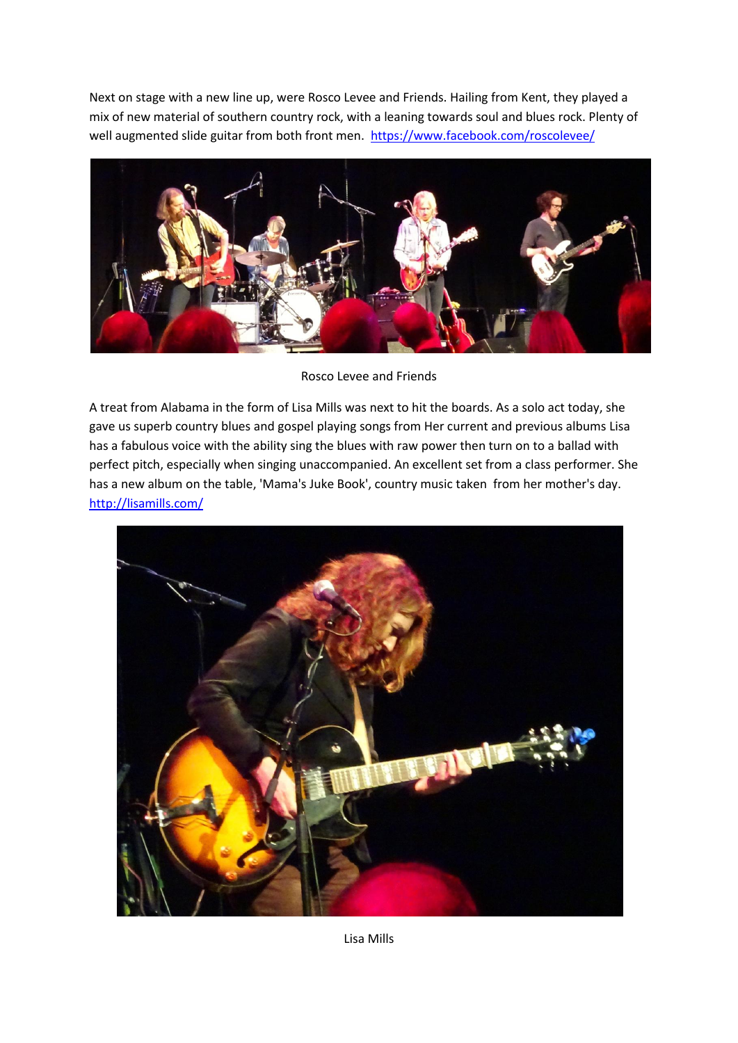Next on stage with a new line up, were Rosco Levee and Friends. Hailing from Kent, they played a mix of new material of southern country rock, with a leaning towards soul and blues rock. Plenty of well augmented slide guitar from both front men. https://www.facebook.com/roscolevee/

Rosco Levee and Friends

A treat from Alabama in the form of Lisa Mills was next to hit the boards. As a solo act today, she gave us superb country blues and gospel playing songs from Her current and previous albums Lisa has a fabulous voice with the ability sing the blues with raw power then turn on to a ballad with perfect pitch, especially when singing unaccompanied. An excellent set from a class performer. She has a new album on the table, 'Mama's Juke Book', country music taken from her mother's day. http://lisamills.com/

Lisa Mills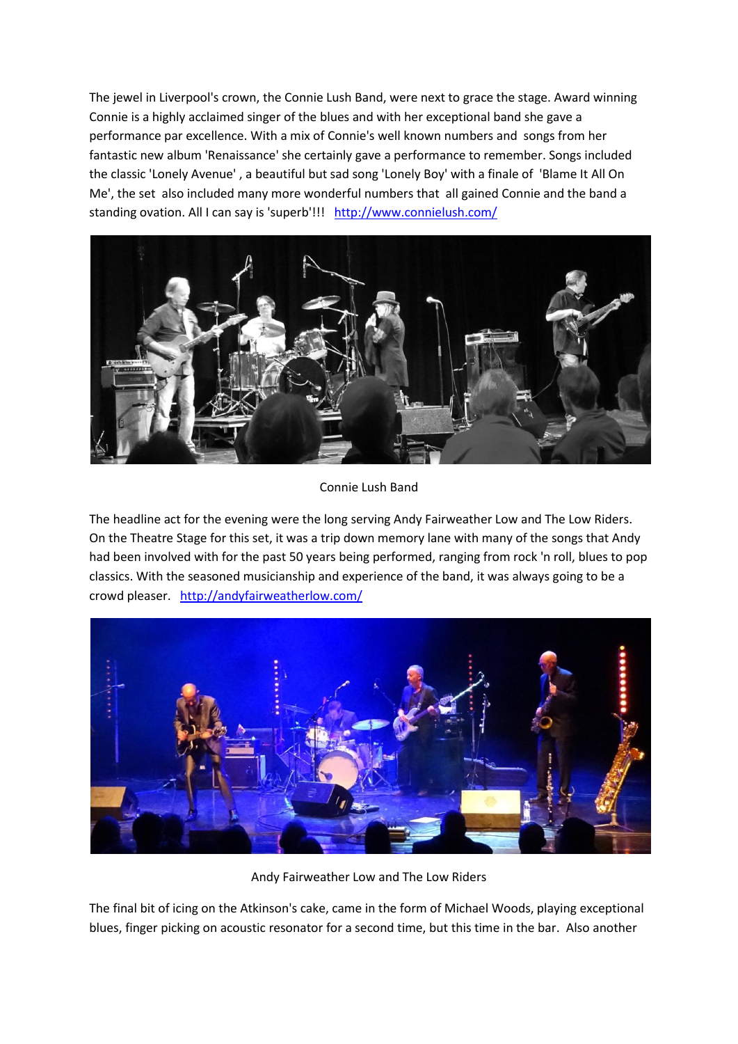The jewel in Liverpool's crown, the Connie Lush Band, were next to grace the stage. Award winning Connie is a highly acclaimed singer of the blues and with her exceptional band she gave a performance par excellence. With a mix of Connie's well known numbers and songs from her fantastic new album 'Renaissance' she certainly gave a performance to remember. Songs included the classic 'Lonely Avenue' , a beautiful but sad song 'Lonely Boy' with a finale of 'Blame It All On Me', the set also included many more wonderful numbers that all gained Connie and the band a standing ovation. All I can say is 'superb'!!! http://www.connielush.com/

Connie Lush Band

The headline act for the evening were the long serving Andy Fairweather Low and The Low Riders. On the Theatre Stage for this set, it was a trip down memory lane with many of the songs that Andy had been involved with for the past 50 years being performed, ranging from rock 'n roll, blues to pop classics. With the seasoned musicianship and experience of the band, it was always going to be a crowd pleaser. http://andyfairweatherlow.com/

Andy Fairweather Low and The Low Riders

The final bit of icing on the Atkinson's cake, came in the form of Michael Woods, playing exceptional blues, finger picking on acoustic resonator for a second time, but this time in the bar. Also another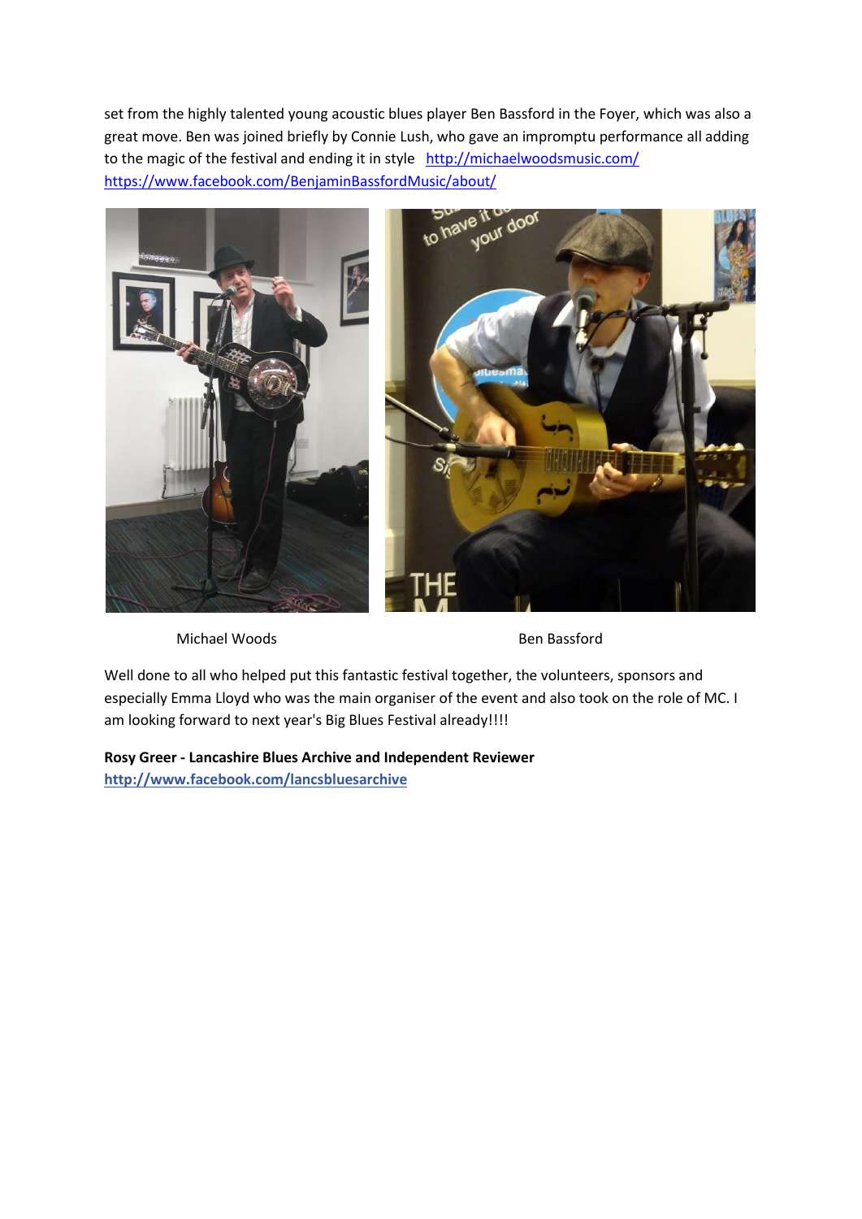set from the highly talented young acoustic blues player Ben Bassford in the Foyer, which was also a great move. Ben was joined briefly by Connie Lush, who gave an impromptu performance all adding to the magic of the festival and ending it in style http://michaelwoodsmusic.com/ https://www.facebook.com/BenjaminBassfordMusic/about/

Michael Woods

Ben Bassford

Well done to all who helped put this fantastic festival together, the volunteers, sponsors and especially Emma Lloyd who was the main organiser of the event and also took on the role of MC. I am looking forward to next year's Big Blues Festival already!!!!

**Rosy Greer - Lancashire Blues Archive and Independent Reviewer**
**http://www.facebook.com/lancsbluesarchive**